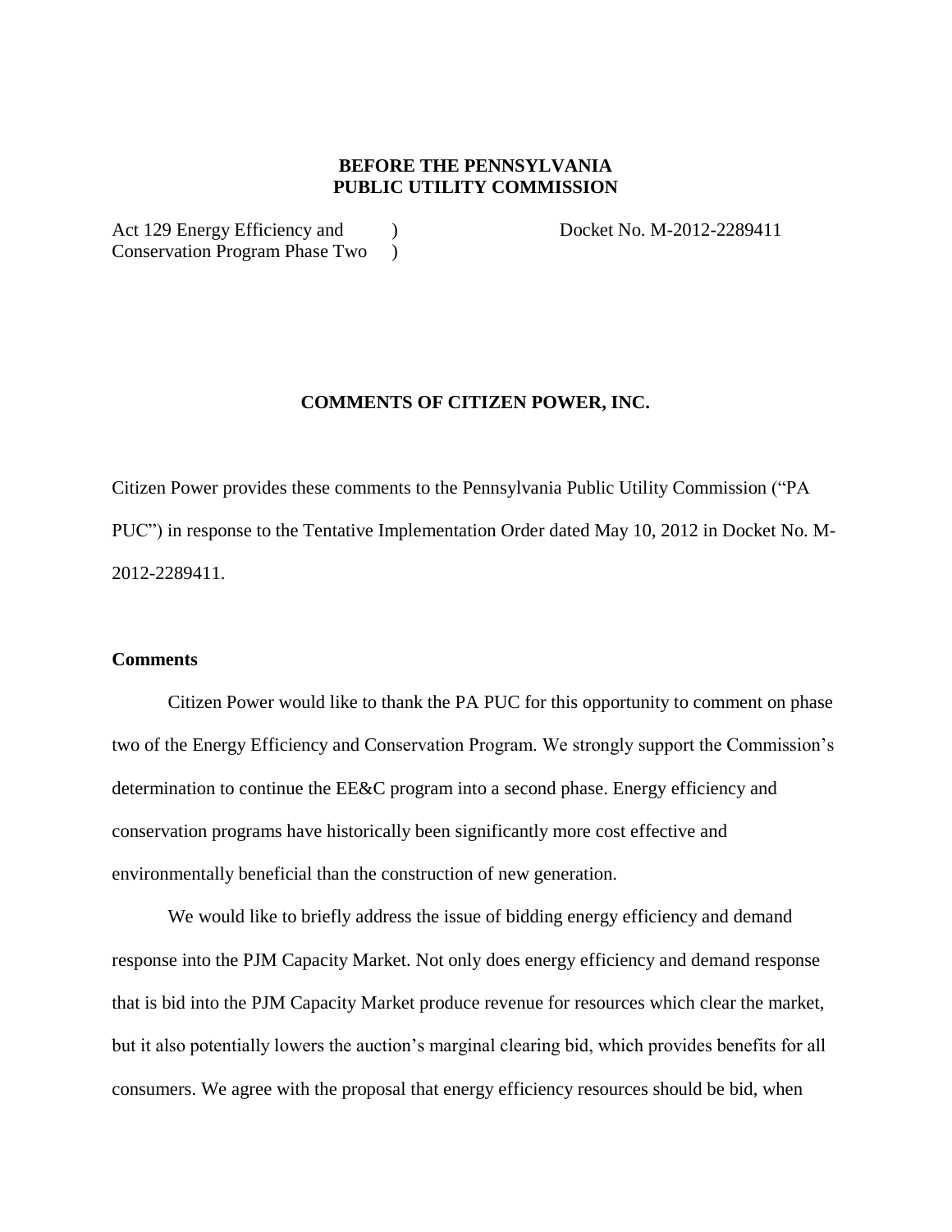**BEFORE THE PENNSYLVANIA PUBLIC UTILITY COMMISSION**

Act 129 Energy Efficiency and Conservation Program Phase Two ) Docket No. M-2012-2289411

**COMMENTS OF CITIZEN POWER, INC.**

Citizen Power provides these comments to the Pennsylvania Public Utility Commission ("PA PUC") in response to the Tentative Implementation Order dated May 10, 2012 in Docket No. M-2012-2289411.

**Comments**

Citizen Power would like to thank the PA PUC for this opportunity to comment on phase two of the Energy Efficiency and Conservation Program. We strongly support the Commission's determination to continue the EE&C program into a second phase. Energy efficiency and conservation programs have historically been significantly more cost effective and environmentally beneficial than the construction of new generation.

We would like to briefly address the issue of bidding energy efficiency and demand response into the PJM Capacity Market. Not only does energy efficiency and demand response that is bid into the PJM Capacity Market produce revenue for resources which clear the market, but it also potentially lowers the auction's marginal clearing bid, which provides benefits for all consumers. We agree with the proposal that energy efficiency resources should be bid, when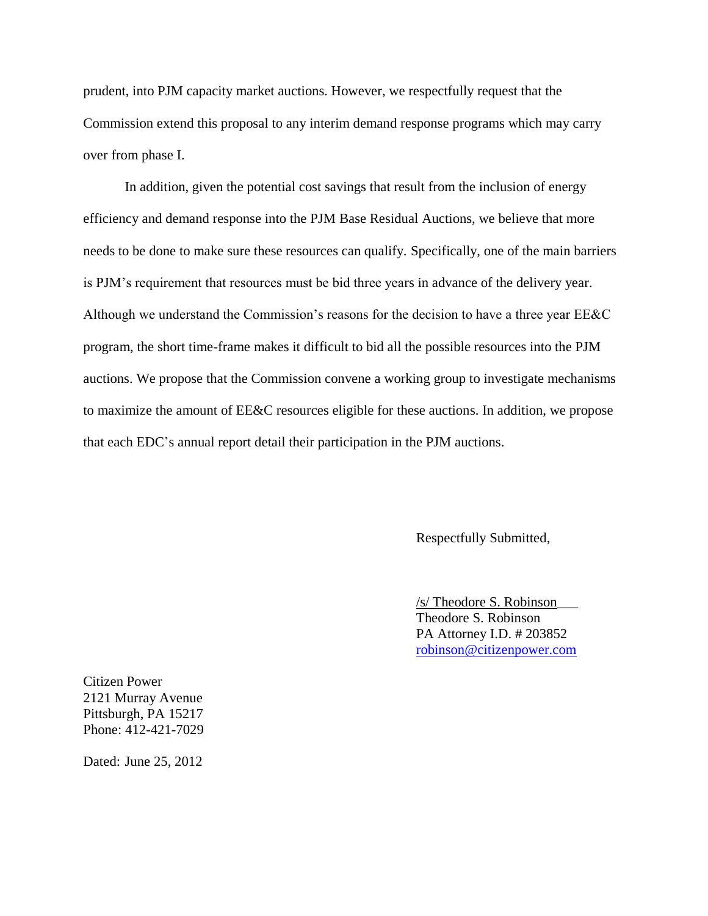prudent, into PJM capacity market auctions. However, we respectfully request that the Commission extend this proposal to any interim demand response programs which may carry over from phase I.

In addition, given the potential cost savings that result from the inclusion of energy efficiency and demand response into the PJM Base Residual Auctions, we believe that more needs to be done to make sure these resources can qualify. Specifically, one of the main barriers is PJM's requirement that resources must be bid three years in advance of the delivery year. Although we understand the Commission's reasons for the decision to have a three year EE&C program, the short time-frame makes it difficult to bid all the possible resources into the PJM auctions. We propose that the Commission convene a working group to investigate mechanisms to maximize the amount of EE&C resources eligible for these auctions. In addition, we propose that each EDC's annual report detail their participation in the PJM auctions.

Respectfully Submitted,

/s/ Theodore S. Robinson___
Theodore S. Robinson
PA Attorney I.D. # 203852
robinson@citizenpower.com

Citizen Power
2121 Murray Avenue
Pittsburgh, PA 15217
Phone: 412-421-7029

Dated: June 25, 2012